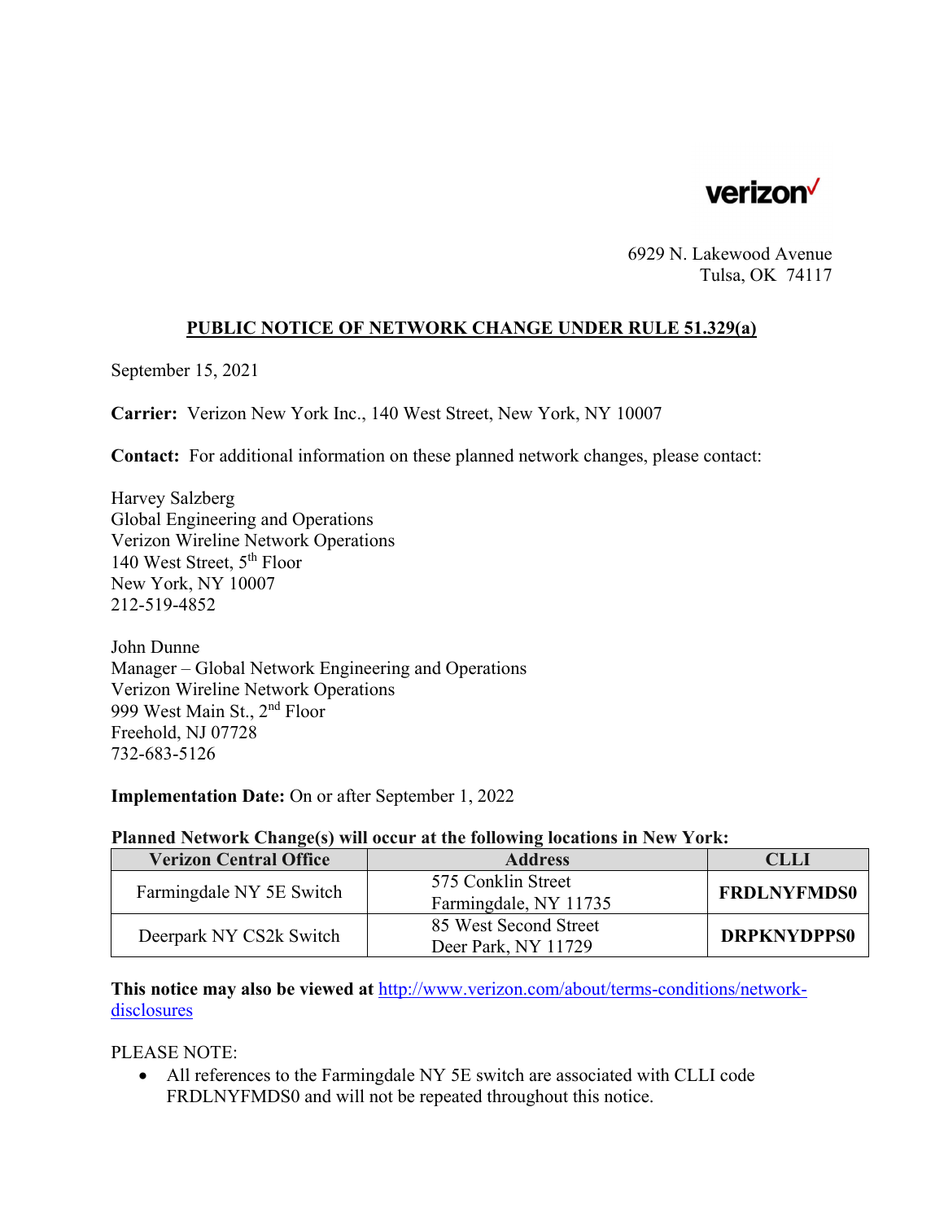verizon

6929 N. Lakewood Avenue
Tulsa, OK 74117

## PUBLIC NOTICE OF NETWORK CHANGE UNDER RULE 51.329(a)

September 15, 2021

**Carrier:** Verizon New York Inc., 140 West Street, New York, NY 10007

**Contact:** For additional information on these planned network changes, please contact:

Harvey Salzberg
Global Engineering and Operations
Verizon Wireline Network Operations
140 West Street, 5th Floor
New York, NY 10007
212-519-4852

John Dunne
Manager – Global Network Engineering and Operations
Verizon Wireline Network Operations
999 West Main St., 2nd Floor
Freehold, NJ 07728
732-683-5126

**Implementation Date:** On or after September 1, 2022

**Planned Network Change(s) will occur at the following locations in New York:**

| Verizon Central Office | Address | CLLI |
|---|---|---|
| Farmingdale NY 5E Switch | 575 Conklin Street Farmingdale, NY 11735 | **FRDLNYFMDS0** |
| Deerpark NY CS2k Switch | 85 West Second Street Deer Park, NY 11729 | **DRPKNYDPPS0** |

**This notice may also be viewed at** [http://www.verizon.com/about/terms-conditions/network-disclosures](http://www.verizon.com/about/terms-conditions/network-disclosures)

PLEASE NOTE:

- All references to the Farmingdale NY 5E switch are associated with CLLI code FRDLNYFMDS0 and will not be repeated throughout this notice.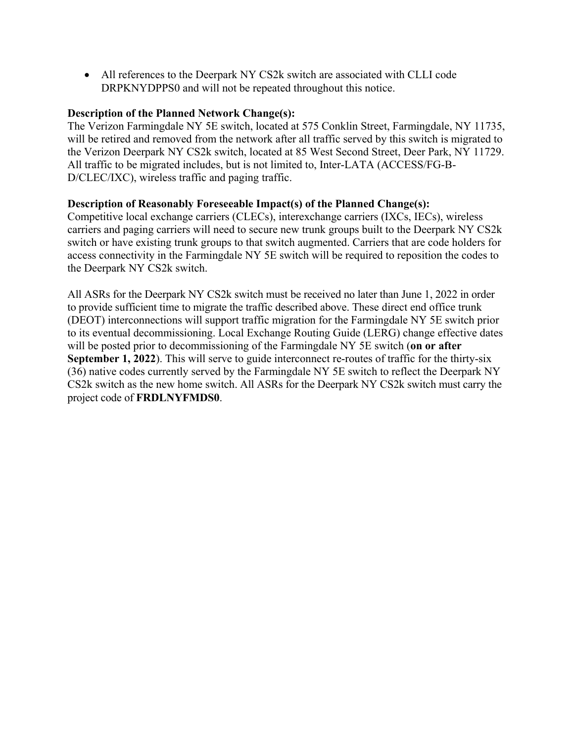- All references to the Deerpark NY CS2k switch are associated with CLLI code DRPKNYDPPS0 and will not be repeated throughout this notice.

**Description of the Planned Network Change(s):**
The Verizon Farmingdale NY 5E switch, located at 575 Conklin Street, Farmingdale, NY 11735, will be retired and removed from the network after all traffic served by this switch is migrated to the Verizon Deerpark NY CS2k switch, located at 85 West Second Street, Deer Park, NY 11729. All traffic to be migrated includes, but is not limited to, Inter-LATA (ACCESS/FG-B-D/CLEC/IXC), wireless traffic and paging traffic.

**Description of Reasonably Foreseeable Impact(s) of the Planned Change(s):**
Competitive local exchange carriers (CLECs), interexchange carriers (IXCs, IECs), wireless carriers and paging carriers will need to secure new trunk groups built to the Deerpark NY CS2k switch or have existing trunk groups to that switch augmented. Carriers that are code holders for access connectivity in the Farmingdale NY 5E switch will be required to reposition the codes to the Deerpark NY CS2k switch.

All ASRs for the Deerpark NY CS2k switch must be received no later than June 1, 2022 in order to provide sufficient time to migrate the traffic described above. These direct end office trunk (DEOT) interconnections will support traffic migration for the Farmingdale NY 5E switch prior to its eventual decommissioning. Local Exchange Routing Guide (LERG) change effective dates will be posted prior to decommissioning of the Farmingdale NY 5E switch (**on or after September 1, 2022**). This will serve to guide interconnect re-routes of traffic for the thirty-six (36) native codes currently served by the Farmingdale NY 5E switch to reflect the Deerpark NY CS2k switch as the new home switch. All ASRs for the Deerpark NY CS2k switch must carry the project code of **FRDLNYFMDS0**.